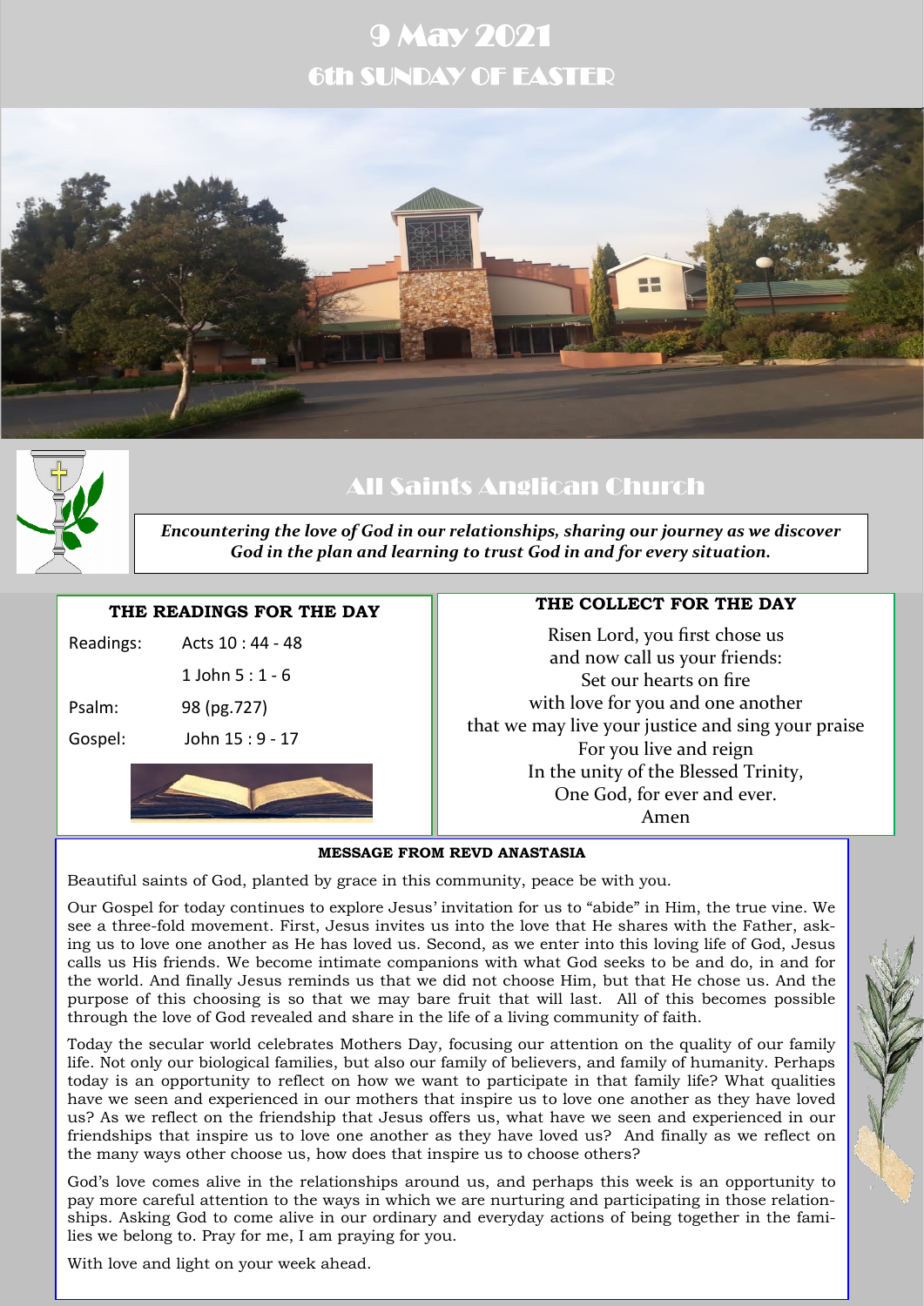# 9 May 2021

## 6th SUNDAY OF EASTER

## All Saints Anglican Church

***Encountering the love of God in our relationships, sharing our journey as we discover God in the plan and learning to trust God in and for every situation.***

### THE READINGS FOR THE DAY

| | |
|---|---|
| Readings: | Acts 10 : 44 - 48 |
| | 1 John 5 : 1 - 6 |
| Psalm: | 98 (pg.727) |
| Gospel: | John 15 : 9 - 17 |

### THE COLLECT FOR THE DAY

Risen Lord, you first chose us
and now call us your friends:
Set our hearts on fire
with love for you and one another
that we may live your justice and sing your praise
For you live and reign
In the unity of the Blessed Trinity,
One God, for ever and ever.
Amen

### MESSAGE FROM REVD ANASTASIA

Beautiful saints of God, planted by grace in this community, peace be with you.

Our Gospel for today continues to explore Jesus' invitation for us to "abide" in Him, the true vine. We see a three-fold movement. First, Jesus invites us into the love that He shares with the Father, asking us to love one another as He has loved us. Second, as we enter into this loving life of God, Jesus calls us His friends. We become intimate companions with what God seeks to be and do, in and for the world. And finally Jesus reminds us that we did not choose Him, but that He chose us. And the purpose of this choosing is so that we may bare fruit that will last. All of this becomes possible through the love of God revealed and share in the life of a living community of faith.

Today the secular world celebrates Mothers Day, focusing our attention on the quality of our family life. Not only our biological families, but also our family of believers, and family of humanity. Perhaps today is an opportunity to reflect on how we want to participate in that family life? What qualities have we seen and experienced in our mothers that inspire us to love one another as they have loved us? As we reflect on the friendship that Jesus offers us, what have we seen and experienced in our friendships that inspire us to love one another as they have loved us? And finally as we reflect on the many ways other choose us, how does that inspire us to choose others?

God's love comes alive in the relationships around us, and perhaps this week is an opportunity to pay more careful attention to the ways in which we are nurturing and participating in those relationships. Asking God to come alive in our ordinary and everyday actions of being together in the families we belong to. Pray for me, I am praying for you.

With love and light on your week ahead.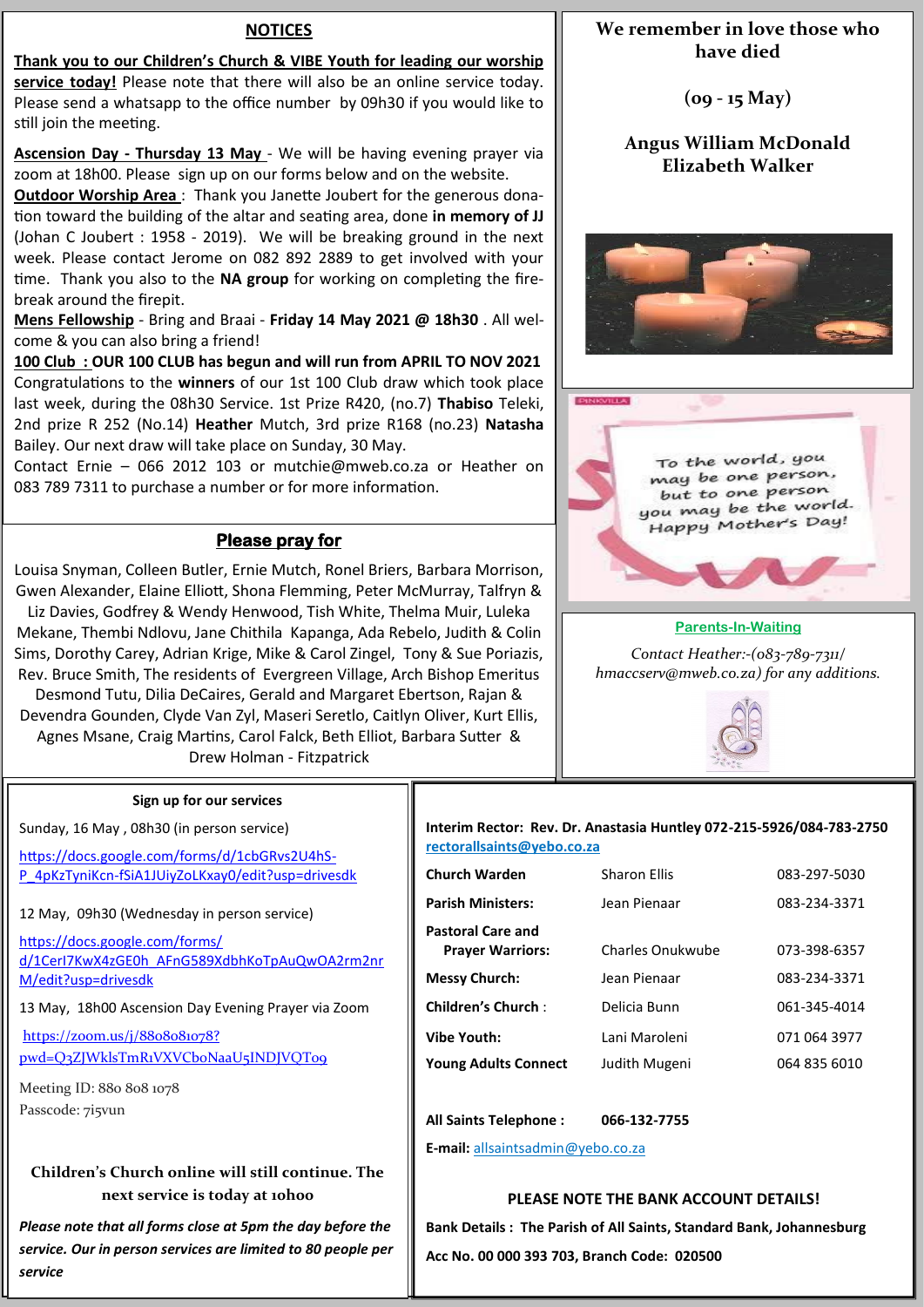## NOTICES

**Thank you to our Children's Church & VIBE Youth for leading our worship service today!** Please note that there will also be an online service today. Please send a whatsapp to the office number by 09h30 if you would like to still join the meeting.

**Ascension Day - Thursday 13 May** - We will be having evening prayer via zoom at 18h00. Please sign up on our forms below and on the website.

**Outdoor Worship Area** : Thank you Janette Joubert for the generous donation toward the building of the altar and seating area, done **in memory of JJ** (Johan C Joubert : 1958 - 2019). We will be breaking ground in the next week. Please contact Jerome on 082 892 2889 to get involved with your time. Thank you also to the **NA group** for working on completing the fire-break around the firepit.

**Mens Fellowship** - Bring and Braai - **Friday 14 May 2021 @ 18h30** . All welcome & you can also bring a friend!

**100 Club : OUR 100 CLUB has begun and will run from APRIL TO NOV 2021**

Congratulations to the **winners** of our 1st 100 Club draw which took place last week, during the 08h30 Service. 1st Prize R420, (no.7) **Thabiso** Teleki, 2nd prize R 252 (No.14) **Heather** Mutch, 3rd prize R168 (no.23) **Natasha** Bailey. Our next draw will take place on Sunday, 30 May.

Contact Ernie – 066 2012 103 or mutchie@mweb.co.za or Heather on 083 789 7311 to purchase a number or for more information.

## Please pray for

Louisa Snyman, Colleen Butler, Ernie Mutch, Ronel Briers, Barbara Morrison, Gwen Alexander, Elaine Elliott, Shona Flemming, Peter McMurray, Talfryn & Liz Davies, Godfrey & Wendy Henwood, Tish White, Thelma Muir, Luleka Mekane, Thembi Ndlovu, Jane Chithila Kapanga, Ada Rebelo, Judith & Colin Sims, Dorothy Carey, Adrian Krige, Mike & Carol Zingel, Tony & Sue Poriazis, Rev. Bruce Smith, The residents of Evergreen Village, Arch Bishop Emeritus Desmond Tutu, Dilia DeCaires, Gerald and Margaret Ebertson, Rajan & Devendra Gounden, Clyde Van Zyl, Maseri Seretlo, Caitlyn Oliver, Kurt Ellis, Agnes Msane, Craig Martins, Carol Falck, Beth Elliot, Barbara Sutter & Drew Holman - Fitzpatrick

## We remember in love those who have died

**(09 - 15 May)**

**Angus William McDonald**
**Elizabeth Walker**

To the world, you may be one person, but to one person you may be the world.
Happy Mother's Day!

### Parents-In-Waiting

*Contact Heather:-(083-789-7311/ hmaccserv@mweb.co.za) for any additions.*

### Sign up for our services

Sunday, 16 May , 08h30 (in person service)

https://docs.google.com/forms/d/1cbGRvs2U4hS-P_4pKzTyniKcn-fSiA1JUiyZoLKxay0/edit?usp=drivesdk

12 May, 09h30 (Wednesday in person service)

https://docs.google.com/forms/d/1CerI7KwX4zGE0h_AFnG589XdbhKoTpAuQwOA2rm2nrM/edit?usp=drivesdk

13 May, 18h00 Ascension Day Evening Prayer via Zoom

https://zoom.us/j/8808081078?pwd=Q3ZJWklsTmR1VXVCboNaaU5lNDJVQT09

Meeting ID: 880 808 1078
Passcode: 715vun

**Children's Church online will still continue. The next service is today at 10h00**

***Please note that all forms close at 5pm the day before the service. Our in person services are limited to 80 people per service***

**Interim Rector: Rev. Dr. Anastasia Huntley 072-215-5926/084-783-2750**
rectorallsaints@yebo.co.za

| | | |
|---|---|---|
| **Church Warden** | Sharon Ellis | 083-297-5030 |
| **Parish Ministers:** | Jean Pienaar | 083-234-3371 |
| **Pastoral Care and Prayer Warriors:** | Charles Onukwube | 073-398-6357 |
| **Messy Church:** | Jean Pienaar | 083-234-3371 |
| **Children's Church** : | Delicia Bunn | 061-345-4014 |
| **Vibe Youth:** | Lani Maroleni | 071 064 3977 |
| **Young Adults Connect** | Judith Mugeni | 064 835 6010 |

**All Saints Telephone : 066-132-7755**

**E-mail:** allsaintsadmin@yebo.co.za

**PLEASE NOTE THE BANK ACCOUNT DETAILS!**

**Bank Details : The Parish of All Saints, Standard Bank, Johannesburg**

**Acc No. 00 000 393 703, Branch Code: 020500**